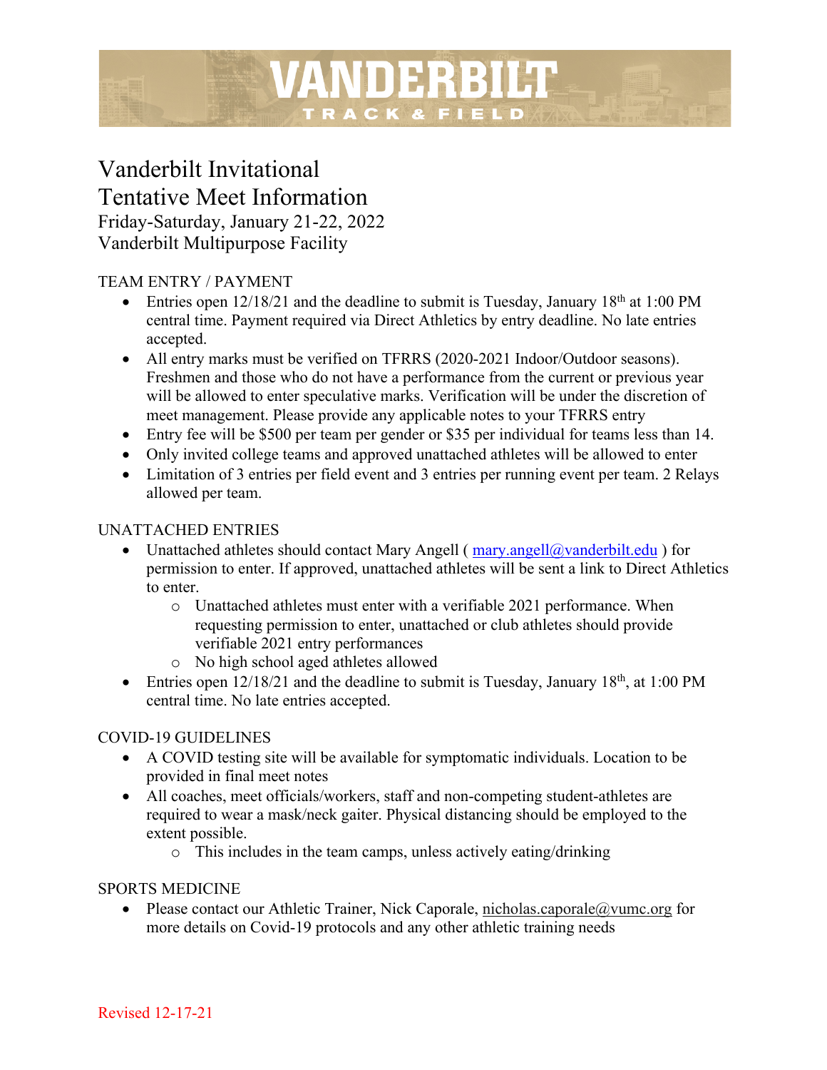# VANDERBILT

TRACK & FIELD

# Vanderbilt Invitational
# Tentative Meet Information

Friday-Saturday, January 21-22, 2022
Vanderbilt Multipurpose Facility

## TEAM ENTRY / PAYMENT

- Entries open 12/18/21 and the deadline to submit is Tuesday, January 18th at 1:00 PM central time. Payment required via Direct Athletics by entry deadline. No late entries accepted.
- All entry marks must be verified on TFRRS (2020-2021 Indoor/Outdoor seasons). Freshmen and those who do not have a performance from the current or previous year will be allowed to enter speculative marks. Verification will be under the discretion of meet management. Please provide any applicable notes to your TFRRS entry
- Entry fee will be $500 per team per gender or $35 per individual for teams less than 14.
- Only invited college teams and approved unattached athletes will be allowed to enter
- Limitation of 3 entries per field event and 3 entries per running event per team. 2 Relays allowed per team.

## UNATTACHED ENTRIES

- Unattached athletes should contact Mary Angell ( mary.angell@vanderbilt.edu ) for permission to enter. If approved, unattached athletes will be sent a link to Direct Athletics to enter.
  - Unattached athletes must enter with a verifiable 2021 performance. When requesting permission to enter, unattached or club athletes should provide verifiable 2021 entry performances
  - No high school aged athletes allowed
- Entries open 12/18/21 and the deadline to submit is Tuesday, January 18th, at 1:00 PM central time. No late entries accepted.

## COVID-19 GUIDELINES

- A COVID testing site will be available for symptomatic individuals. Location to be provided in final meet notes
- All coaches, meet officials/workers, staff and non-competing student-athletes are required to wear a mask/neck gaiter. Physical distancing should be employed to the extent possible.
  - This includes in the team camps, unless actively eating/drinking

## SPORTS MEDICINE

- Please contact our Athletic Trainer, Nick Caporale, nicholas.caporale@vumc.org for more details on Covid-19 protocols and any other athletic training needs

Revised 12-17-21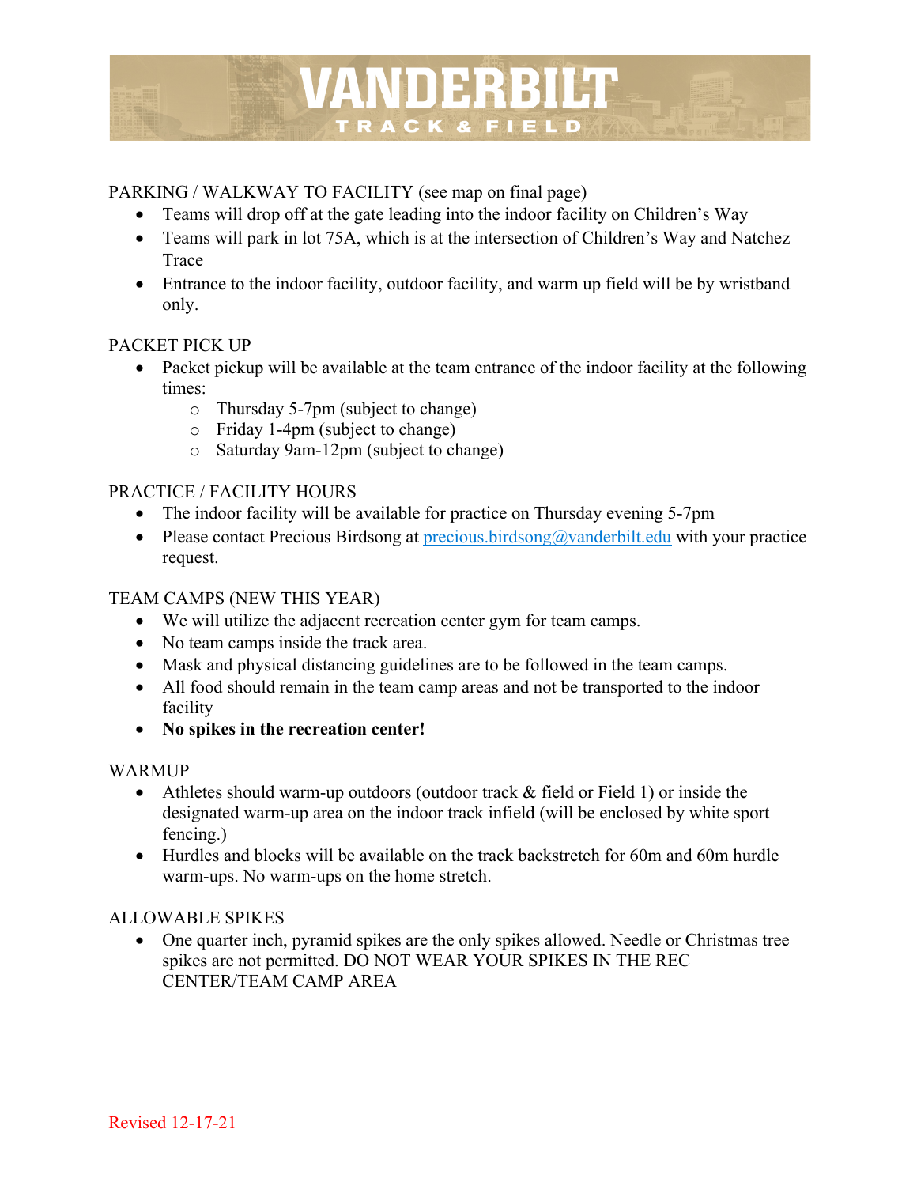# VANDERBILT TRACK & FIELD

PARKING / WALKWAY TO FACILITY (see map on final page)

- Teams will drop off at the gate leading into the indoor facility on Children's Way
- Teams will park in lot 75A, which is at the intersection of Children's Way and Natchez Trace
- Entrance to the indoor facility, outdoor facility, and warm up field will be by wristband only.

PACKET PICK UP

- Packet pickup will be available at the team entrance of the indoor facility at the following times:
  - Thursday 5-7pm (subject to change)
  - Friday 1-4pm (subject to change)
  - Saturday 9am-12pm (subject to change)

PRACTICE / FACILITY HOURS

- The indoor facility will be available for practice on Thursday evening 5-7pm
- Please contact Precious Birdsong at precious.birdsong@vanderbilt.edu with your practice request.

TEAM CAMPS (NEW THIS YEAR)

- We will utilize the adjacent recreation center gym for team camps.
- No team camps inside the track area.
- Mask and physical distancing guidelines are to be followed in the team camps.
- All food should remain in the team camp areas and not be transported to the indoor facility
- **No spikes in the recreation center!**

WARMUP

- Athletes should warm-up outdoors (outdoor track & field or Field 1) or inside the designated warm-up area on the indoor track infield (will be enclosed by white sport fencing.)
- Hurdles and blocks will be available on the track backstretch for 60m and 60m hurdle warm-ups. No warm-ups on the home stretch.

ALLOWABLE SPIKES

- One quarter inch, pyramid spikes are the only spikes allowed. Needle or Christmas tree spikes are not permitted. DO NOT WEAR YOUR SPIKES IN THE REC CENTER/TEAM CAMP AREA

Revised 12-17-21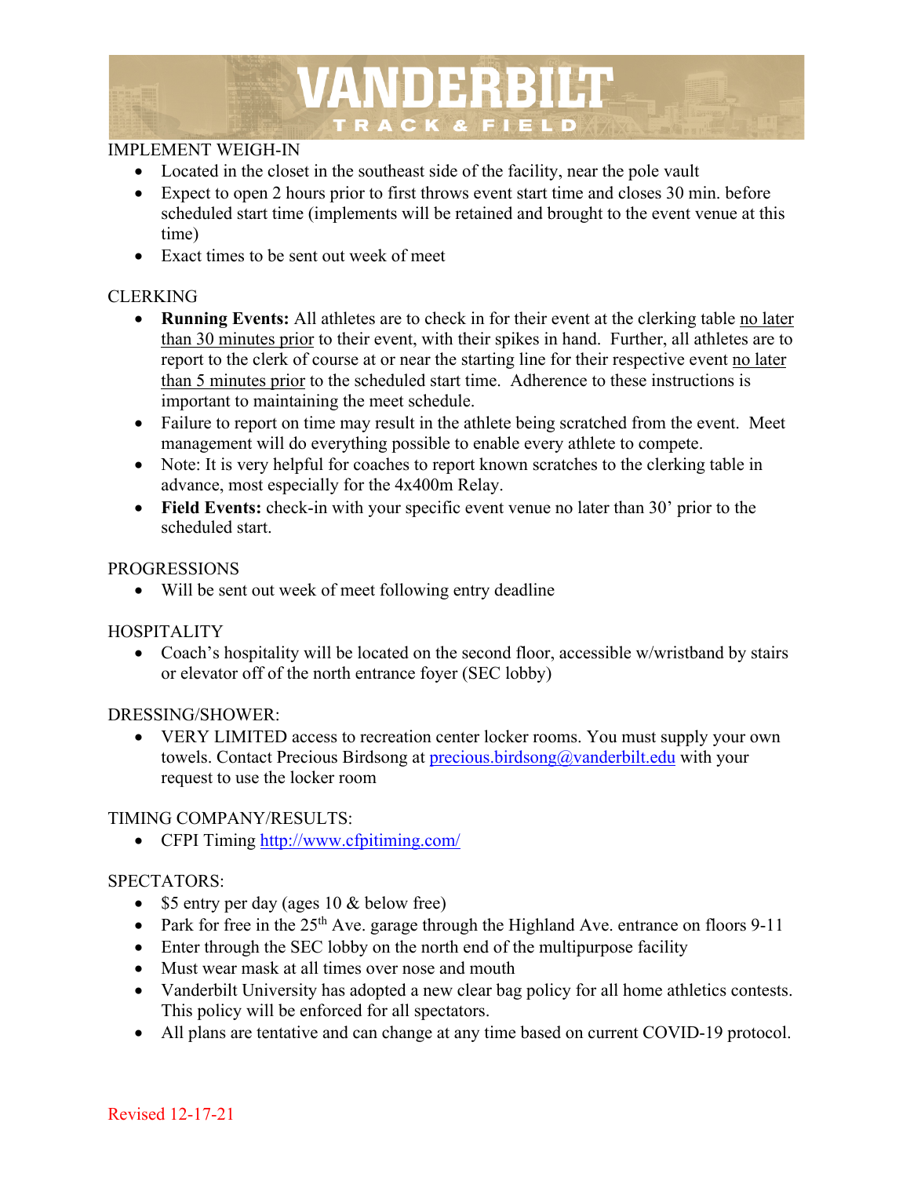IMPLEMENT WEIGH-IN

- Located in the closet in the southeast side of the facility, near the pole vault
- Expect to open 2 hours prior to first throws event start time and closes 30 min. before scheduled start time (implements will be retained and brought to the event venue at this time)
- Exact times to be sent out week of meet

CLERKING

- **Running Events:** All athletes are to check in for their event at the clerking table no later than 30 minutes prior to their event, with their spikes in hand. Further, all athletes are to report to the clerk of course at or near the starting line for their respective event no later than 5 minutes prior to the scheduled start time. Adherence to these instructions is important to maintaining the meet schedule.
- Failure to report on time may result in the athlete being scratched from the event. Meet management will do everything possible to enable every athlete to compete.
- Note: It is very helpful for coaches to report known scratches to the clerking table in advance, most especially for the 4x400m Relay.
- **Field Events:** check-in with your specific event venue no later than 30' prior to the scheduled start.

PROGRESSIONS

- Will be sent out week of meet following entry deadline

HOSPITALITY

- Coach's hospitality will be located on the second floor, accessible w/wristband by stairs or elevator off of the north entrance foyer (SEC lobby)

DRESSING/SHOWER:

- VERY LIMITED access to recreation center locker rooms. You must supply your own towels. Contact Precious Birdsong at precious.birdsong@vanderbilt.edu with your request to use the locker room

TIMING COMPANY/RESULTS:

- CFPI Timing http://www.cfpitiming.com/

SPECTATORS:

- $5 entry per day (ages 10 & below free)
- Park for free in the 25th Ave. garage through the Highland Ave. entrance on floors 9-11
- Enter through the SEC lobby on the north end of the multipurpose facility
- Must wear mask at all times over nose and mouth
- Vanderbilt University has adopted a new clear bag policy for all home athletics contests. This policy will be enforced for all spectators.
- All plans are tentative and can change at any time based on current COVID-19 protocol.

Revised 12-17-21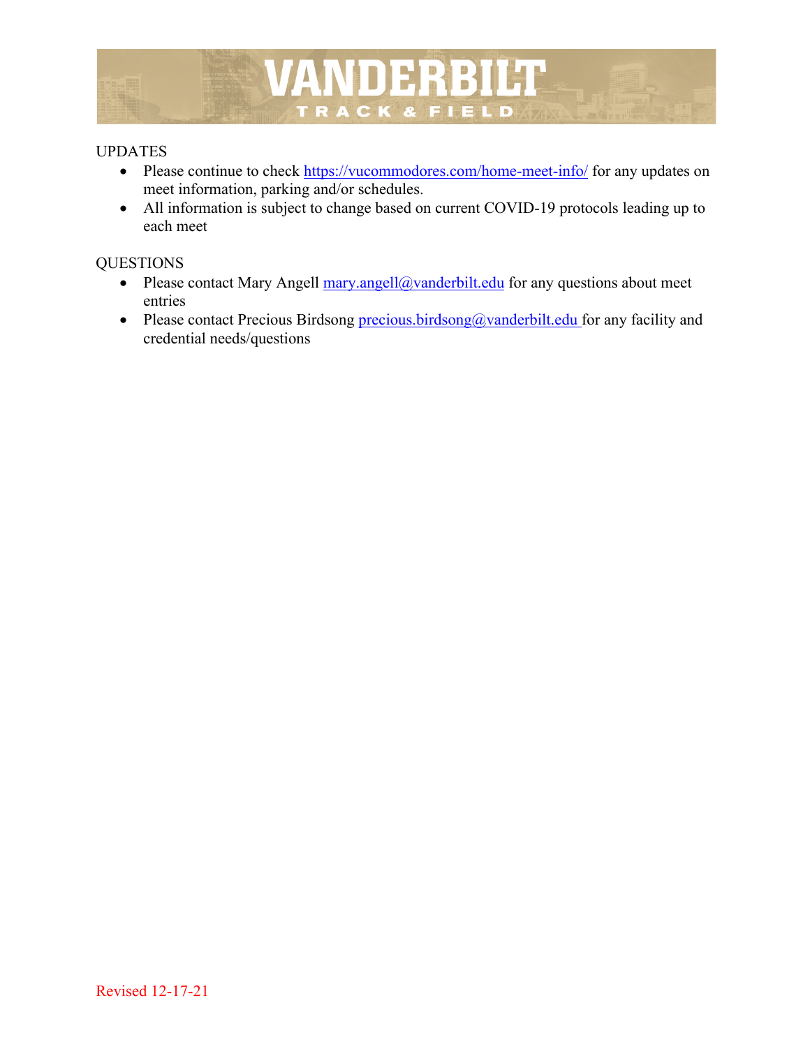UPDATES

- Please continue to check https://vucommodores.com/home-meet-info/ for any updates on meet information, parking and/or schedules.
- All information is subject to change based on current COVID-19 protocols leading up to each meet

QUESTIONS

- Please contact Mary Angell mary.angell@vanderbilt.edu for any questions about meet entries
- Please contact Precious Birdsong precious.birdsong@vanderbilt.edu for any facility and credential needs/questions

Revised 12-17-21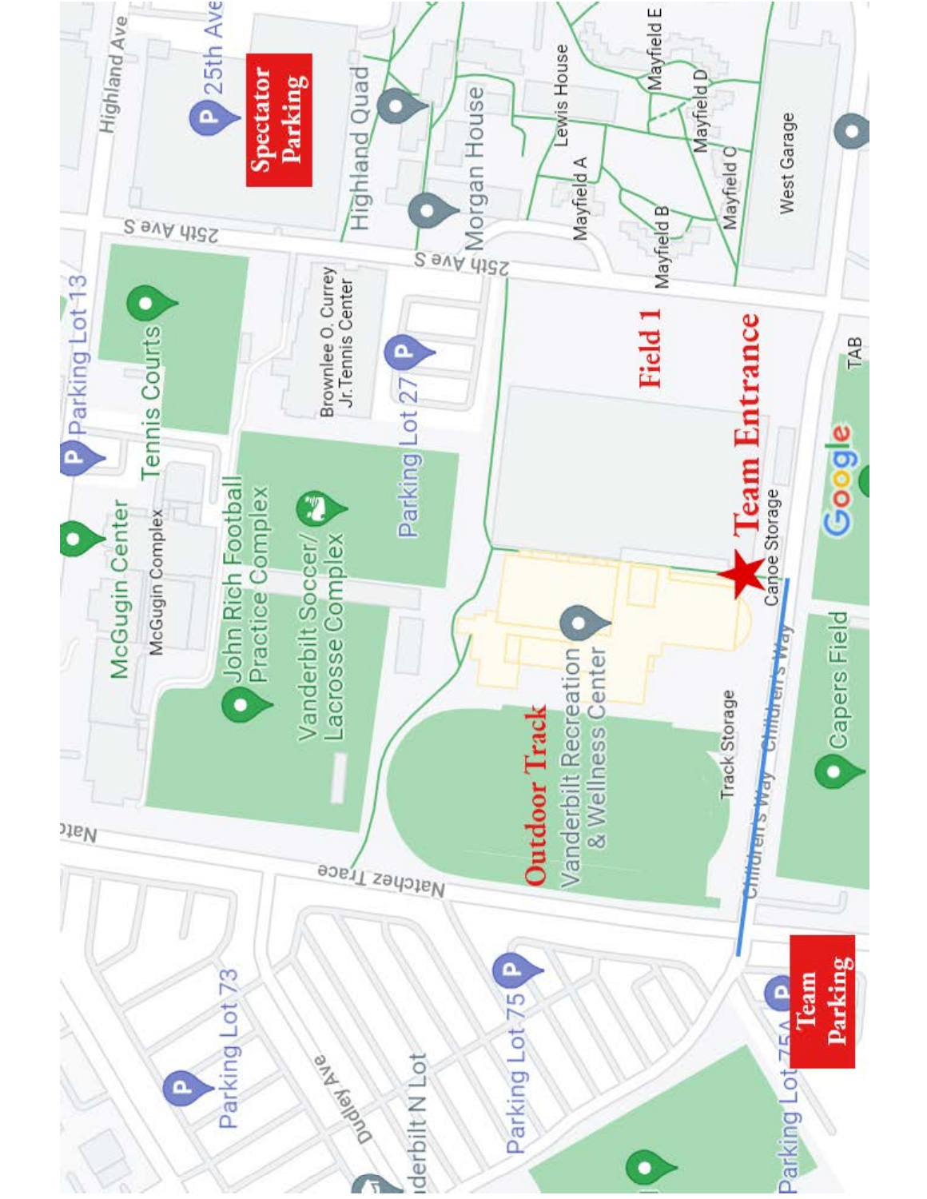Spectator Parking

Team Entrance

Field 1

Outdoor Track

Team Parking

25th Ave S

Highland Ave

Highland Quad

Morgan House

Lewis House

Mayfield A

Mayfield B

Mayfield C

Mayfield D

Mayfield E

West Garage

Parking Lot 13

Tennis Courts

Brownlee O. Currey Jr. Tennis Center

Parking Lot 27

McGugin Center

McGugin Complex

John Rich Football Practice Complex

Vanderbilt Soccer/ Lacrosse Complex

Vanderbilt Recreation & Wellness Center

Canoe Storage

Track Storage

Children's Way

Capers Field

TAB

Natchez Trace

Parking Lot 73

Dudley Ave

Vanderbilt N Lot

Parking Lot 75

Parking Lot 75A

Google